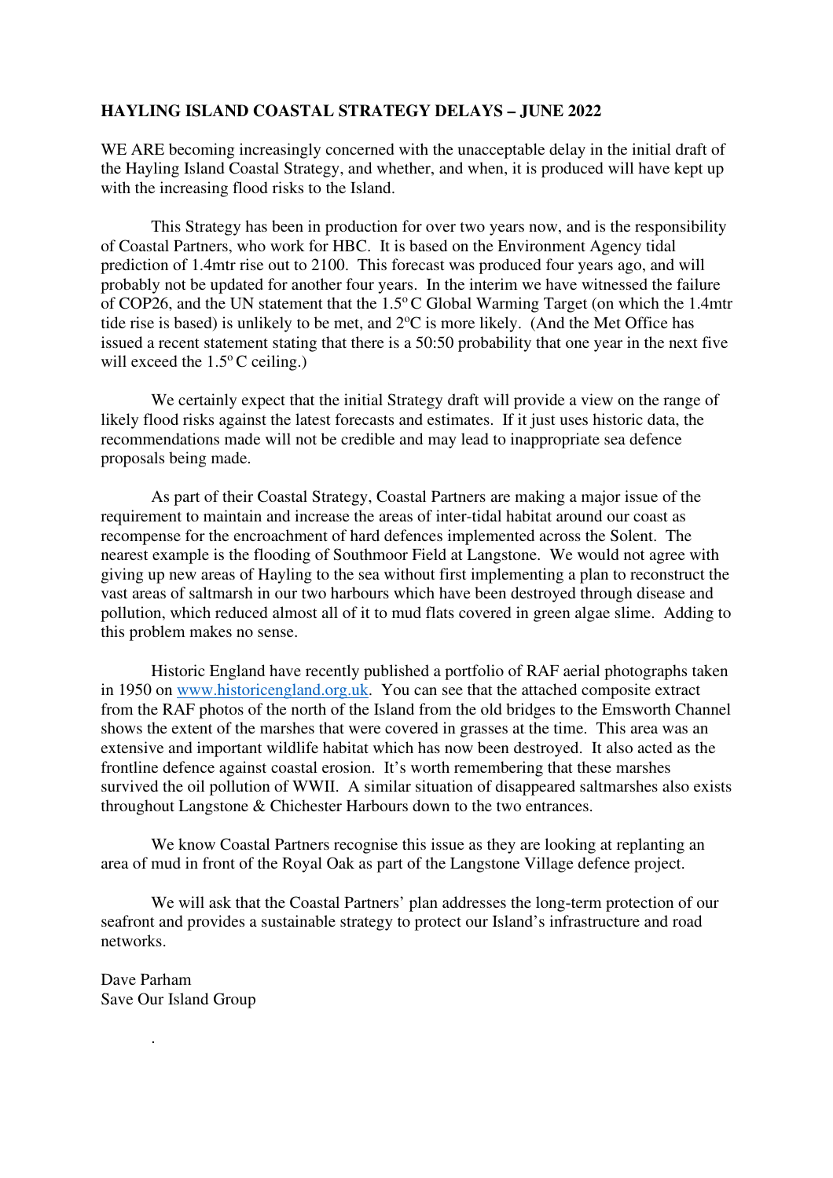**HAYLING ISLAND COASTAL STRATEGY DELAYS – JUNE 2022**

WE ARE becoming increasingly concerned with the unacceptable delay in the initial draft of the Hayling Island Coastal Strategy, and whether, and when, it is produced will have kept up with the increasing flood risks to the Island.

This Strategy has been in production for over two years now, and is the responsibility of Coastal Partners, who work for HBC. It is based on the Environment Agency tidal prediction of 1.4mtr rise out to 2100. This forecast was produced four years ago, and will probably not be updated for another four years. In the interim we have witnessed the failure of COP26, and the UN statement that the 1.5$^{o}$C Global Warming Target (on which the 1.4mtr tide rise is based) is unlikely to be met, and 2$^{o}$C is more likely. (And the Met Office has issued a recent statement stating that there is a 50:50 probability that one year in the next five will exceed the 1.5$^{o}$C ceiling.)

We certainly expect that the initial Strategy draft will provide a view on the range of likely flood risks against the latest forecasts and estimates. If it just uses historic data, the recommendations made will not be credible and may lead to inappropriate sea defence proposals being made.

As part of their Coastal Strategy, Coastal Partners are making a major issue of the requirement to maintain and increase the areas of inter-tidal habitat around our coast as recompense for the encroachment of hard defences implemented across the Solent. The nearest example is the flooding of Southmoor Field at Langstone. We would not agree with giving up new areas of Hayling to the sea without first implementing a plan to reconstruct the vast areas of saltmarsh in our two harbours which have been destroyed through disease and pollution, which reduced almost all of it to mud flats covered in green algae slime. Adding to this problem makes no sense.

Historic England have recently published a portfolio of RAF aerial photographs taken in 1950 on [www.historicengland.org.uk](http://www.historicengland.org.uk). You can see that the attached composite extract from the RAF photos of the north of the Island from the old bridges to the Emsworth Channel shows the extent of the marshes that were covered in grasses at the time. This area was an extensive and important wildlife habitat which has now been destroyed. It also acted as the frontline defence against coastal erosion. It's worth remembering that these marshes survived the oil pollution of WWII. A similar situation of disappeared saltmarshes also exists throughout Langstone & Chichester Harbours down to the two entrances.

We know Coastal Partners recognise this issue as they are looking at replanting an area of mud in front of the Royal Oak as part of the Langstone Village defence project.

We will ask that the Coastal Partners' plan addresses the long-term protection of our seafront and provides a sustainable strategy to protect our Island's infrastructure and road networks.

Dave Parham
Save Our Island Group